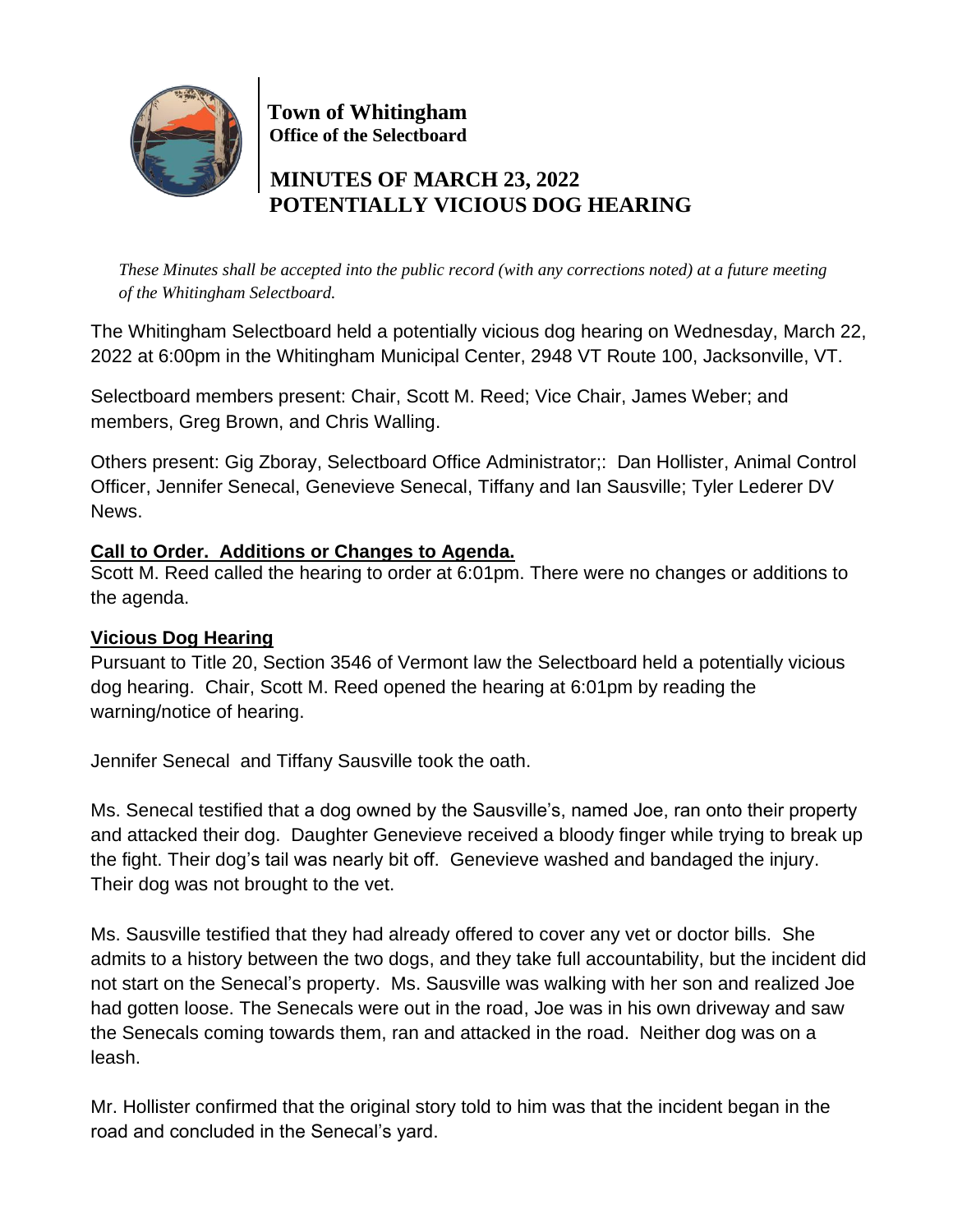**Town of Whitingham**
**Office of the Selectboard**

# MINUTES OF MARCH 23, 2022
# POTENTIALLY VICIOUS DOG HEARING

*These Minutes shall be accepted into the public record (with any corrections noted) at a future meeting of the Whitingham Selectboard.*

The Whitingham Selectboard held a potentially vicious dog hearing on Wednesday, March 22, 2022 at 6:00pm in the Whitingham Municipal Center, 2948 VT Route 100, Jacksonville, VT.

Selectboard members present: Chair, Scott M. Reed; Vice Chair, James Weber; and members, Greg Brown, and Chris Walling.

Others present: Gig Zboray, Selectboard Office Administrator;: Dan Hollister, Animal Control Officer, Jennifer Senecal, Genevieve Senecal, Tiffany and Ian Sausville; Tyler Lederer DV News.

**Call to Order. Additions or Changes to Agenda.**

Scott M. Reed called the hearing to order at 6:01pm. There were no changes or additions to the agenda.

**Vicious Dog Hearing**

Pursuant to Title 20, Section 3546 of Vermont law the Selectboard held a potentially vicious dog hearing. Chair, Scott M. Reed opened the hearing at 6:01pm by reading the warning/notice of hearing.

Jennifer Senecal and Tiffany Sausville took the oath.

Ms. Senecal testified that a dog owned by the Sausville's, named Joe, ran onto their property and attacked their dog. Daughter Genevieve received a bloody finger while trying to break up the fight. Their dog's tail was nearly bit off. Genevieve washed and bandaged the injury. Their dog was not brought to the vet.

Ms. Sausville testified that they had already offered to cover any vet or doctor bills. She admits to a history between the two dogs, and they take full accountability, but the incident did not start on the Senecal's property. Ms. Sausville was walking with her son and realized Joe had gotten loose. The Senecals were out in the road, Joe was in his own driveway and saw the Senecals coming towards them, ran and attacked in the road. Neither dog was on a leash.

Mr. Hollister confirmed that the original story told to him was that the incident began in the road and concluded in the Senecal's yard.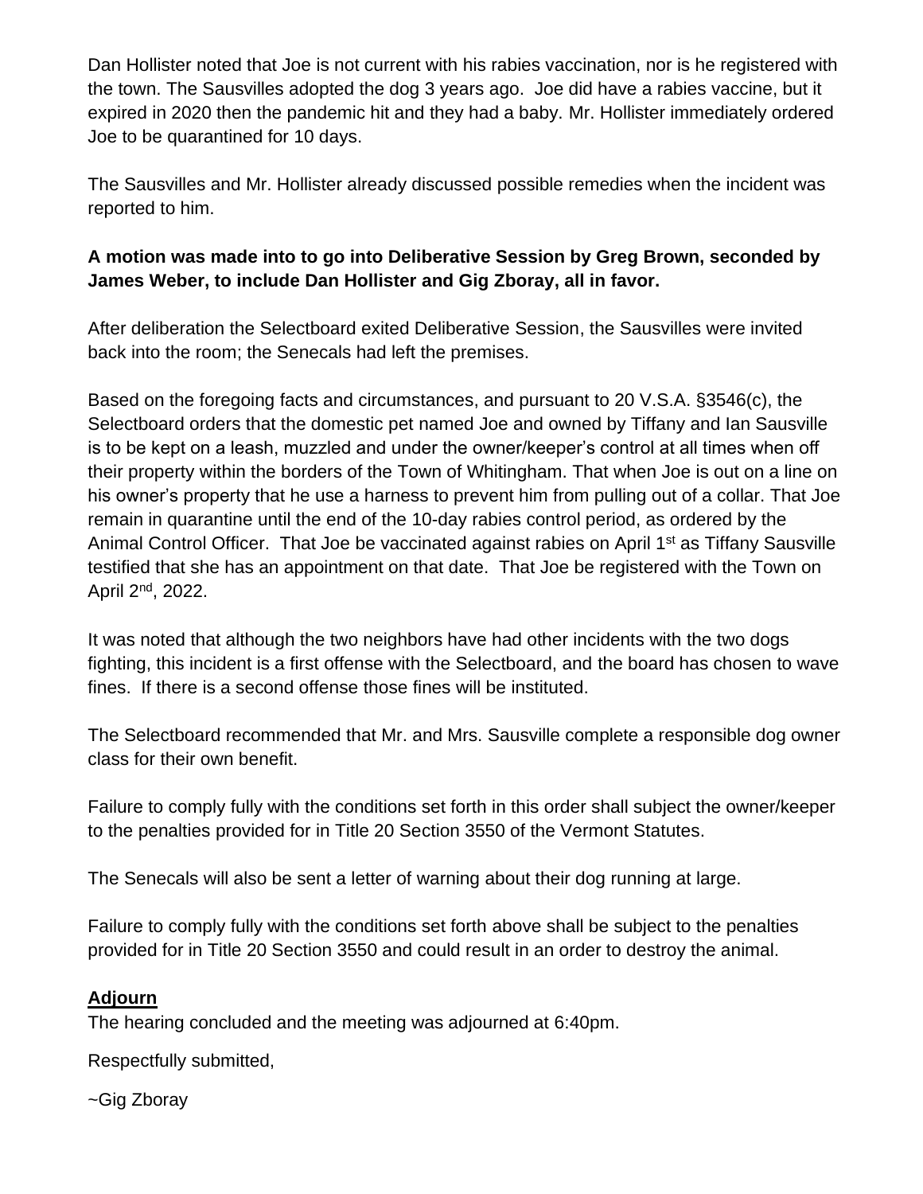Dan Hollister noted that Joe is not current with his rabies vaccination, nor is he registered with the town. The Sausvilles adopted the dog 3 years ago. Joe did have a rabies vaccine, but it expired in 2020 then the pandemic hit and they had a baby. Mr. Hollister immediately ordered Joe to be quarantined for 10 days.

The Sausvilles and Mr. Hollister already discussed possible remedies when the incident was reported to him.

**A motion was made into to go into Deliberative Session by Greg Brown, seconded by James Weber, to include Dan Hollister and Gig Zboray, all in favor.**

After deliberation the Selectboard exited Deliberative Session, the Sausvilles were invited back into the room; the Senecals had left the premises.

Based on the foregoing facts and circumstances, and pursuant to 20 V.S.A. §3546(c), the Selectboard orders that the domestic pet named Joe and owned by Tiffany and Ian Sausville is to be kept on a leash, muzzled and under the owner/keeper's control at all times when off their property within the borders of the Town of Whitingham. That when Joe is out on a line on his owner's property that he use a harness to prevent him from pulling out of a collar. That Joe remain in quarantine until the end of the 10-day rabies control period, as ordered by the Animal Control Officer. That Joe be vaccinated against rabies on April 1st as Tiffany Sausville testified that she has an appointment on that date. That Joe be registered with the Town on April 2nd, 2022.

It was noted that although the two neighbors have had other incidents with the two dogs fighting, this incident is a first offense with the Selectboard, and the board has chosen to wave fines. If there is a second offense those fines will be instituted.

The Selectboard recommended that Mr. and Mrs. Sausville complete a responsible dog owner class for their own benefit.

Failure to comply fully with the conditions set forth in this order shall subject the owner/keeper to the penalties provided for in Title 20 Section 3550 of the Vermont Statutes.

The Senecals will also be sent a letter of warning about their dog running at large.

Failure to comply fully with the conditions set forth above shall be subject to the penalties provided for in Title 20 Section 3550 and could result in an order to destroy the animal.

**Adjourn**

The hearing concluded and the meeting was adjourned at 6:40pm.

Respectfully submitted,

~Gig Zboray